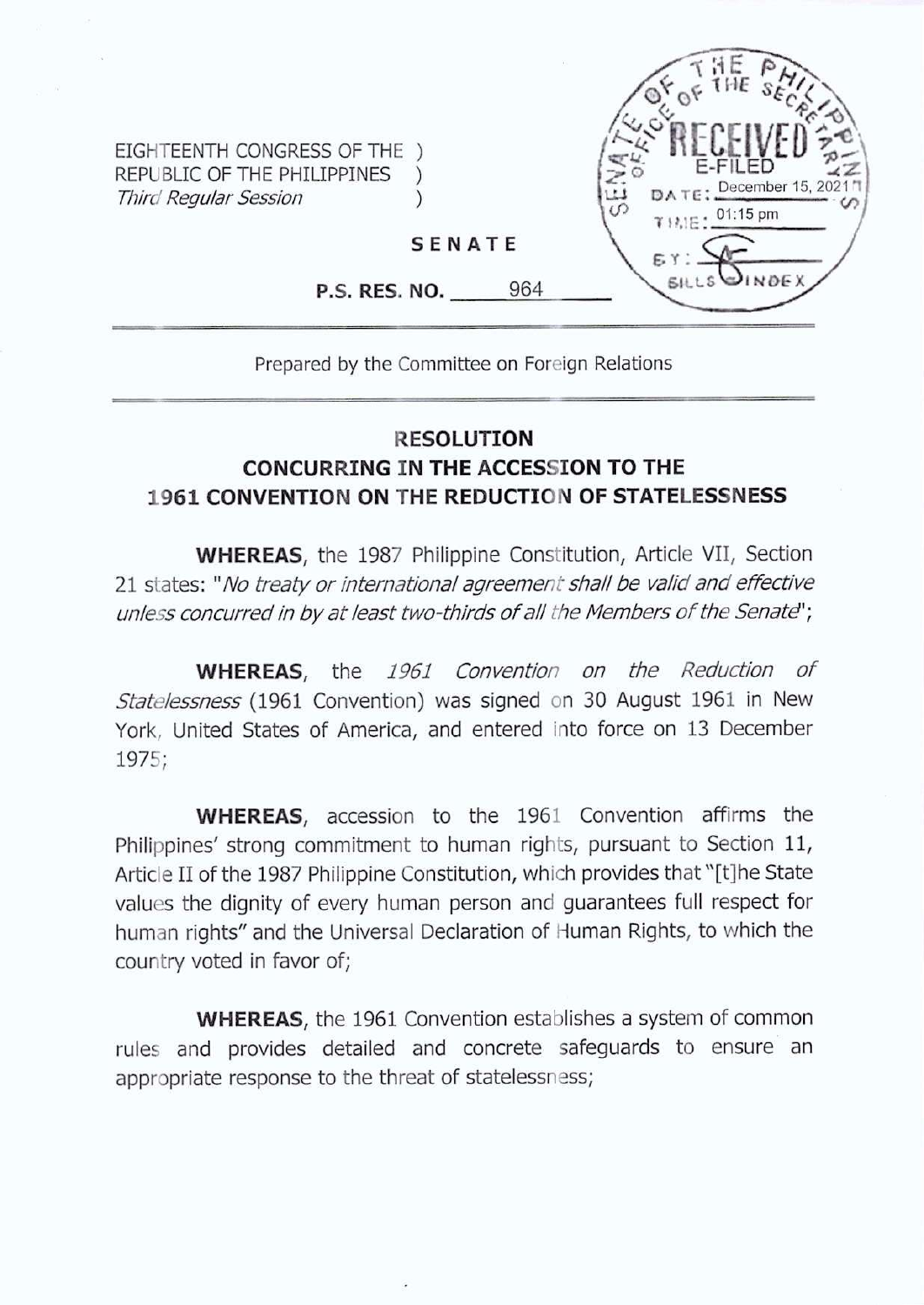EIGHTEENTH CONGRESS OF THE )
REPUBLIC OF THE PHILIPPINES )
*Third Regular Session* )

SENATE OF THE PHILIPPINES
OFFICE OF THE SECRETARY
RECEIVED
E-FILED
DATE: December 15, 2021
TIME: 01:15 pm
BY:
BILLS & INDEX

**SENATE**

**P.S. RES. NO.** 964

Prepared by the Committee on Foreign Relations

## RESOLUTION
## CONCURRING IN THE ACCESSION TO THE 1961 CONVENTION ON THE REDUCTION OF STATELESSNESS

**WHEREAS**, the 1987 Philippine Constitution, Article VII, Section 21 states: "*No treaty or international agreement shall be valid and effective unless concurred in by at least two-thirds of all the Members of the Senate*";

**WHEREAS**, the *1961 Convention on the Reduction of Statelessness* (1961 Convention) was signed on 30 August 1961 in New York, United States of America, and entered into force on 13 December 1975;

**WHEREAS**, accession to the 1961 Convention affirms the Philippines' strong commitment to human rights, pursuant to Section 11, Article II of the 1987 Philippine Constitution, which provides that "[t]he State values the dignity of every human person and guarantees full respect for human rights" and the Universal Declaration of Human Rights, to which the country voted in favor of;

**WHEREAS**, the 1961 Convention establishes a system of common rules and provides detailed and concrete safeguards to ensure an appropriate response to the threat of statelessness;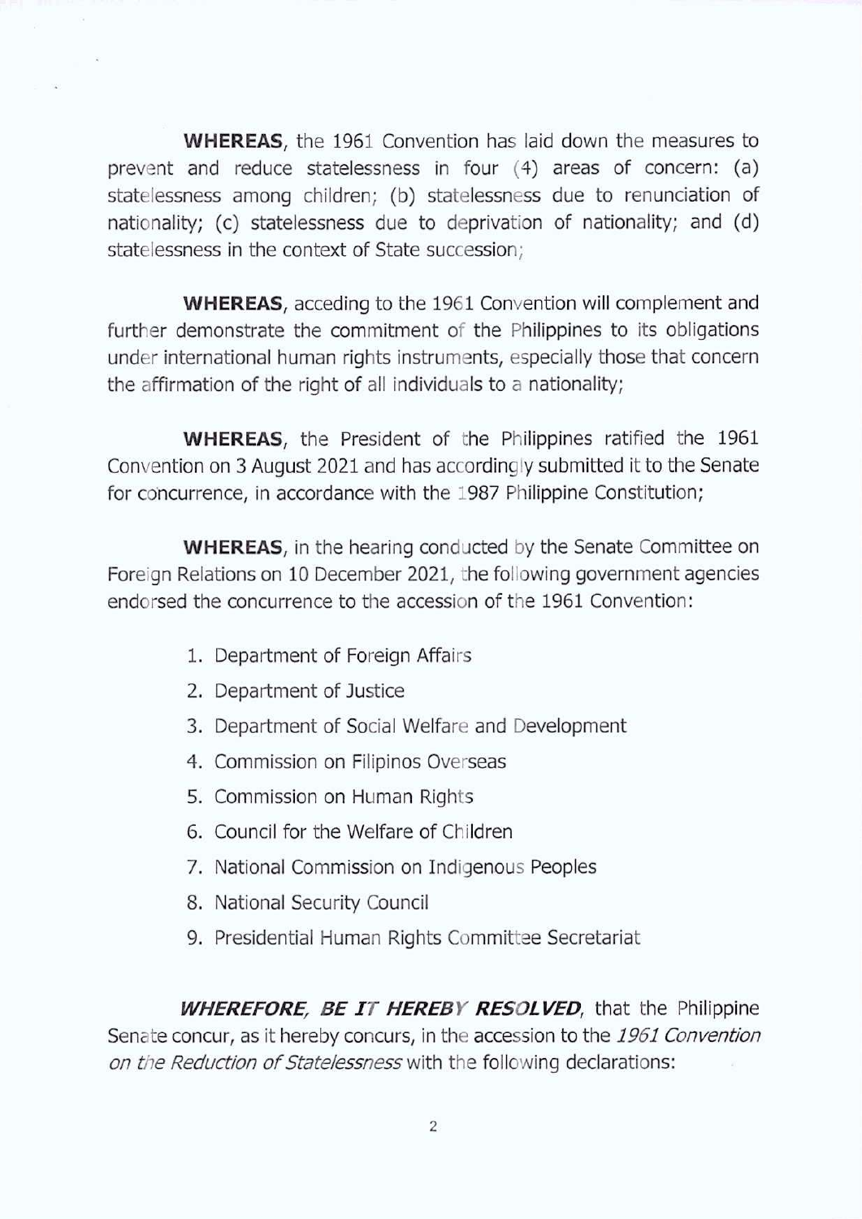**WHEREAS**, the 1961 Convention has laid down the measures to prevent and reduce statelessness in four (4) areas of concern: (a) statelessness among children; (b) statelessness due to renunciation of nationality; (c) statelessness due to deprivation of nationality; and (d) statelessness in the context of State succession;

**WHEREAS**, acceding to the 1961 Convention will complement and further demonstrate the commitment of the Philippines to its obligations under international human rights instruments, especially those that concern the affirmation of the right of all individuals to a nationality;

**WHEREAS**, the President of the Philippines ratified the 1961 Convention on 3 August 2021 and has accordingly submitted it to the Senate for concurrence, in accordance with the 1987 Philippine Constitution;

**WHEREAS**, in the hearing conducted by the Senate Committee on Foreign Relations on 10 December 2021, the following government agencies endorsed the concurrence to the accession of the 1961 Convention:

1. Department of Foreign Affairs
2. Department of Justice
3. Department of Social Welfare and Development
4. Commission on Filipinos Overseas
5. Commission on Human Rights
6. Council for the Welfare of Children
7. National Commission on Indigenous Peoples
8. National Security Council
9. Presidential Human Rights Committee Secretariat

***WHEREFORE, BE IT HEREBY RESOLVED***, that the Philippine Senate concur, as it hereby concurs, in the accession to the *1961 Convention on the Reduction of Statelessness* with the following declarations: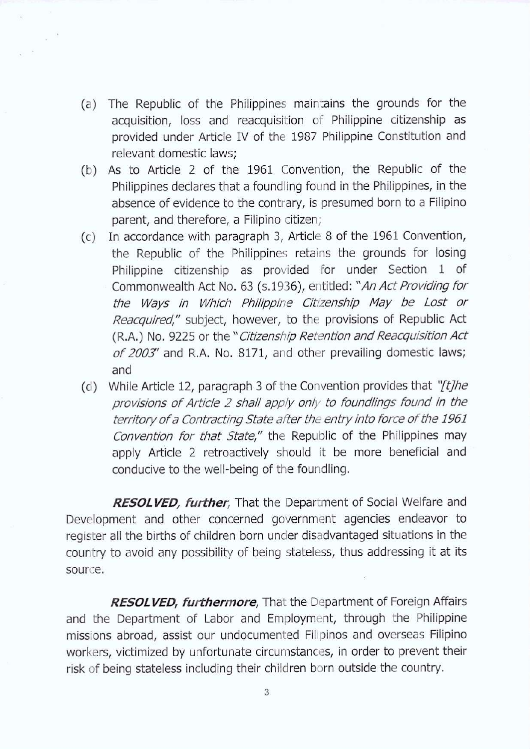(a) The Republic of the Philippines maintains the grounds for the acquisition, loss and reacquisition of Philippine citizenship as provided under Article IV of the 1987 Philippine Constitution and relevant domestic laws;

(b) As to Article 2 of the 1961 Convention, the Republic of the Philippines declares that a foundling found in the Philippines, in the absence of evidence to the contrary, is presumed born to a Filipino parent, and therefore, a Filipino citizen;

(c) In accordance with paragraph 3, Article 8 of the 1961 Convention, the Republic of the Philippines retains the grounds for losing Philippine citizenship as provided for under Section 1 of Commonwealth Act No. 63 (s.1936), entitled: "*An Act Providing for the Ways in Which Philippine Citizenship May be Lost or Reacquired*," subject, however, to the provisions of Republic Act (R.A.) No. 9225 or the "*Citizenship Retention and Reacquisition Act of 2003*" and R.A. No. 8171, and other prevailing domestic laws; and

(d) While Article 12, paragraph 3 of the Convention provides that "*[t]he provisions of Article 2 shall apply only to foundlings found in the territory of a Contracting State after the entry into force of the 1961 Convention for that State*," the Republic of the Philippines may apply Article 2 retroactively should it be more beneficial and conducive to the well-being of the foundling.

***RESOLVED, further***, That the Department of Social Welfare and Development and other concerned government agencies endeavor to register all the births of children born under disadvantaged situations in the country to avoid any possibility of being stateless, thus addressing it at its source.

***RESOLVED, furthermore***, That the Department of Foreign Affairs and the Department of Labor and Employment, through the Philippine missions abroad, assist our undocumented Filipinos and overseas Filipino workers, victimized by unfortunate circumstances, in order to prevent their risk of being stateless including their children born outside the country.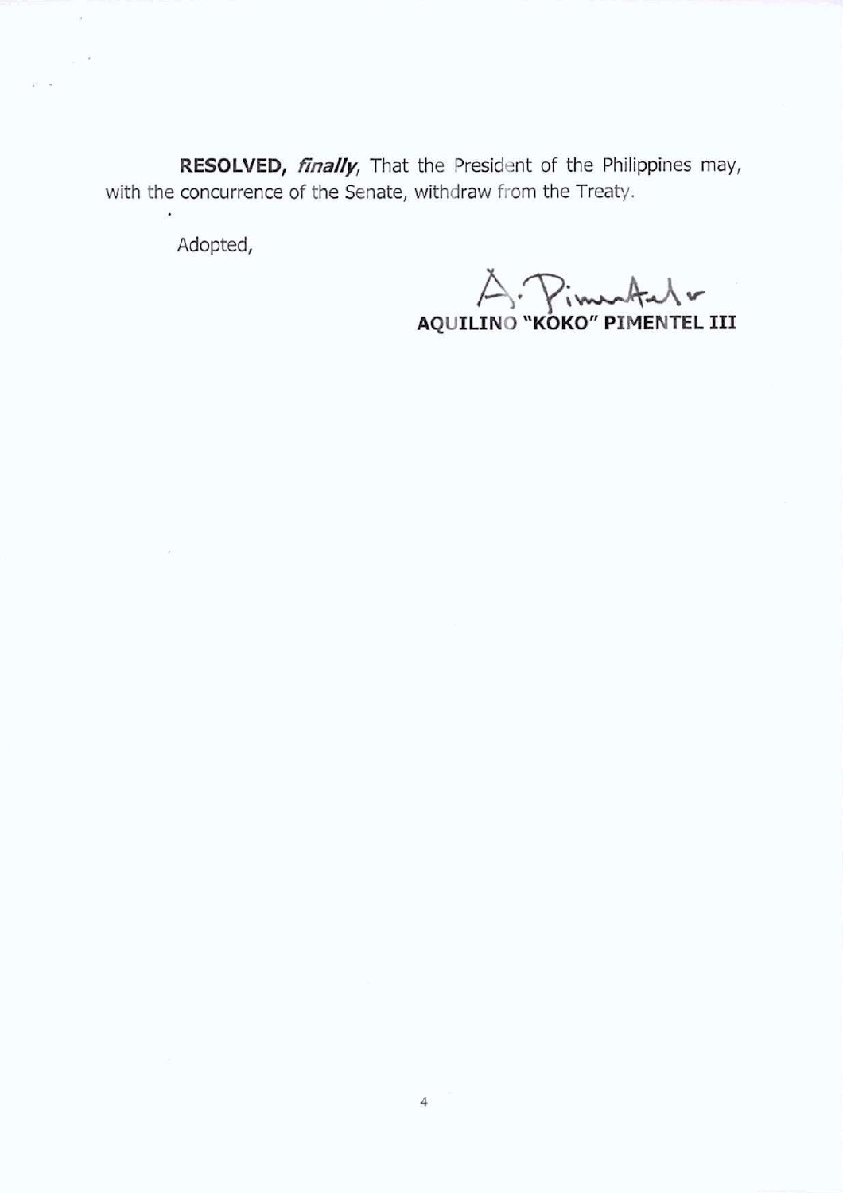**RESOLVED,** ***finally***, That the President of the Philippines may, with the concurrence of the Senate, withdraw from the Treaty.

Adopted,

**AQUILINO "KOKO" PIMENTEL III**